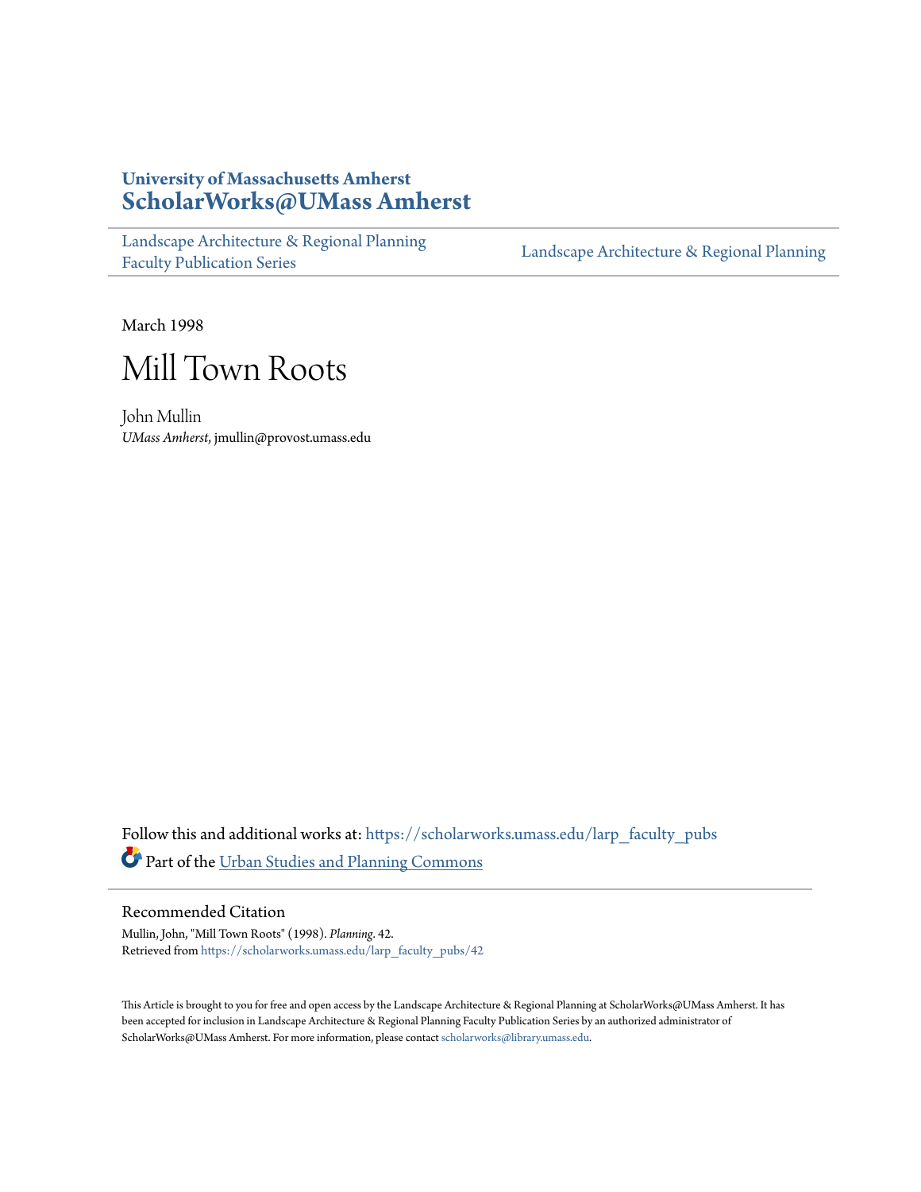University of Massachusetts Amherst

# ScholarWorks@UMass Amherst

Landscape Architecture & Regional Planning Faculty Publication Series

Landscape Architecture & Regional Planning

March 1998

# Mill Town Roots

John Mullin

*UMass Amherst*, jmullin@provost.umass.edu

Follow this and additional works at: https://scholarworks.umass.edu/larp_faculty_pubs

Part of the Urban Studies and Planning Commons

## Recommended Citation

Mullin, John, "Mill Town Roots" (1998). *Planning*. 42.
Retrieved from https://scholarworks.umass.edu/larp_faculty_pubs/42

This Article is brought to you for free and open access by the Landscape Architecture & Regional Planning at ScholarWorks@UMass Amherst. It has been accepted for inclusion in Landscape Architecture & Regional Planning Faculty Publication Series by an authorized administrator of ScholarWorks@UMass Amherst. For more information, please contact scholarworks@library.umass.edu.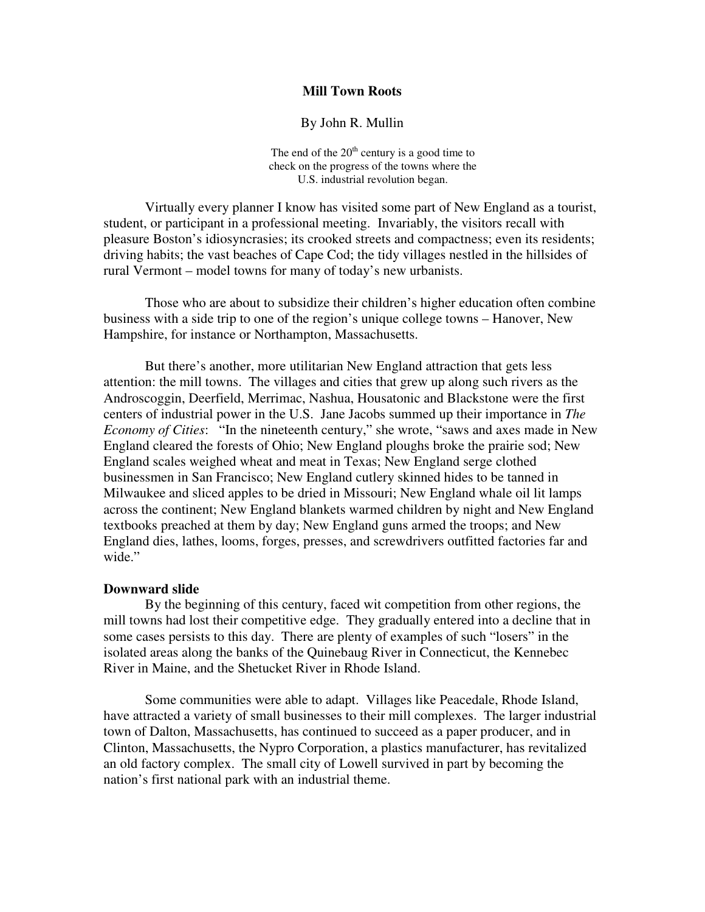# Mill Town Roots

By John R. Mullin

The end of the 20th century is a good time to check on the progress of the towns where the U.S. industrial revolution began.

Virtually every planner I know has visited some part of New England as a tourist, student, or participant in a professional meeting. Invariably, the visitors recall with pleasure Boston's idiosyncrasies; its crooked streets and compactness; even its residents; driving habits; the vast beaches of Cape Cod; the tidy villages nestled in the hillsides of rural Vermont – model towns for many of today's new urbanists.

Those who are about to subsidize their children's higher education often combine business with a side trip to one of the region's unique college towns – Hanover, New Hampshire, for instance or Northampton, Massachusetts.

But there's another, more utilitarian New England attraction that gets less attention: the mill towns. The villages and cities that grew up along such rivers as the Androscoggin, Deerfield, Merrimac, Nashua, Housatonic and Blackstone were the first centers of industrial power in the U.S. Jane Jacobs summed up their importance in *The Economy of Cities*: "In the nineteenth century," she wrote, "saws and axes made in New England cleared the forests of Ohio; New England ploughs broke the prairie sod; New England scales weighed wheat and meat in Texas; New England serge clothed businessmen in San Francisco; New England cutlery skinned hides to be tanned in Milwaukee and sliced apples to be dried in Missouri; New England whale oil lit lamps across the continent; New England blankets warmed children by night and New England textbooks preached at them by day; New England guns armed the troops; and New England dies, lathes, looms, forges, presses, and screwdrivers outfitted factories far and wide."

## Downward slide

By the beginning of this century, faced wit competition from other regions, the mill towns had lost their competitive edge. They gradually entered into a decline that in some cases persists to this day. There are plenty of examples of such "losers" in the isolated areas along the banks of the Quinebaug River in Connecticut, the Kennebec River in Maine, and the Shetucket River in Rhode Island.

Some communities were able to adapt. Villages like Peacedale, Rhode Island, have attracted a variety of small businesses to their mill complexes. The larger industrial town of Dalton, Massachusetts, has continued to succeed as a paper producer, and in Clinton, Massachusetts, the Nypro Corporation, a plastics manufacturer, has revitalized an old factory complex. The small city of Lowell survived in part by becoming the nation's first national park with an industrial theme.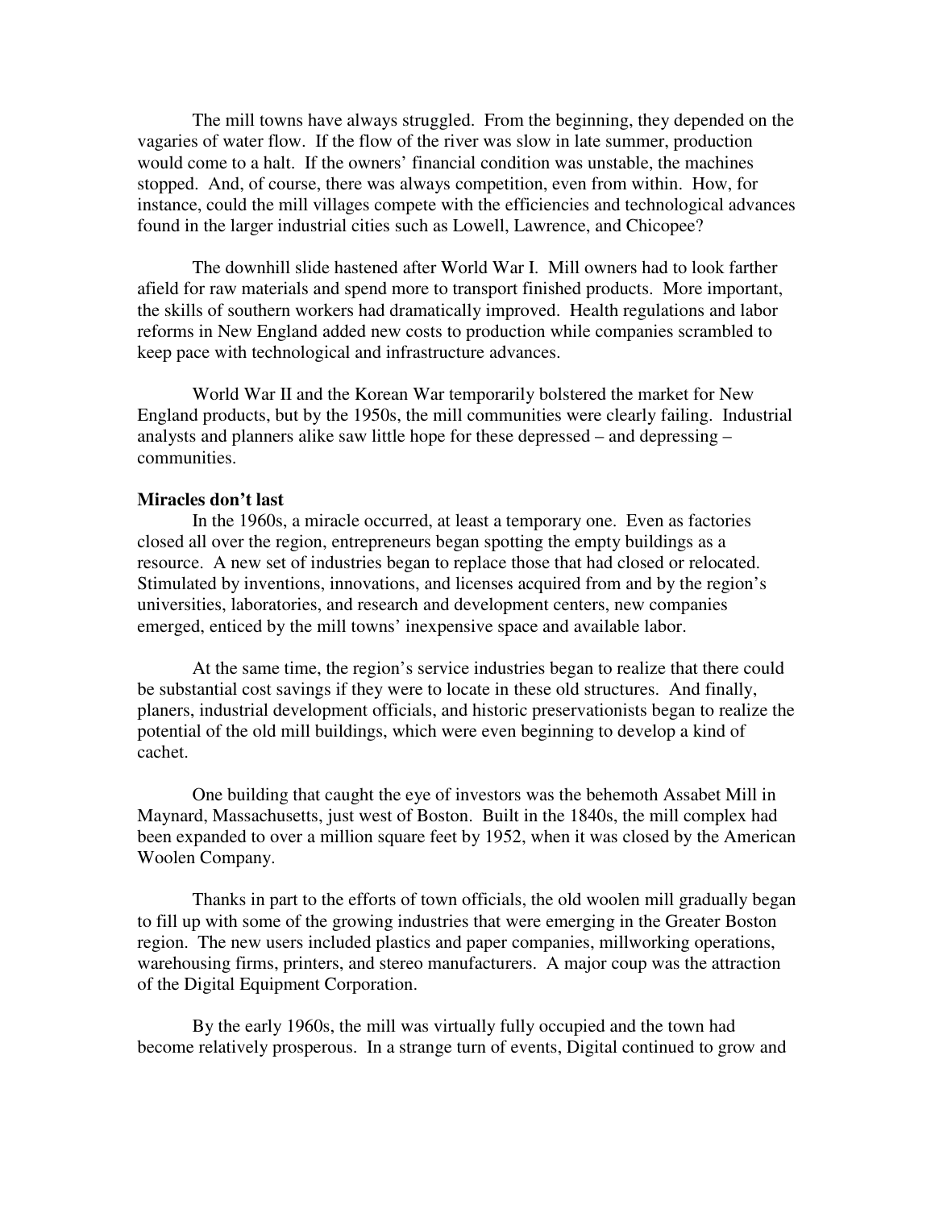The mill towns have always struggled. From the beginning, they depended on the vagaries of water flow. If the flow of the river was slow in late summer, production would come to a halt. If the owners' financial condition was unstable, the machines stopped. And, of course, there was always competition, even from within. How, for instance, could the mill villages compete with the efficiencies and technological advances found in the larger industrial cities such as Lowell, Lawrence, and Chicopee?

The downhill slide hastened after World War I. Mill owners had to look farther afield for raw materials and spend more to transport finished products. More important, the skills of southern workers had dramatically improved. Health regulations and labor reforms in New England added new costs to production while companies scrambled to keep pace with technological and infrastructure advances.

World War II and the Korean War temporarily bolstered the market for New England products, but by the 1950s, the mill communities were clearly failing. Industrial analysts and planners alike saw little hope for these depressed – and depressing – communities.

**Miracles don't last**

In the 1960s, a miracle occurred, at least a temporary one. Even as factories closed all over the region, entrepreneurs began spotting the empty buildings as a resource. A new set of industries began to replace those that had closed or relocated. Stimulated by inventions, innovations, and licenses acquired from and by the region's universities, laboratories, and research and development centers, new companies emerged, enticed by the mill towns' inexpensive space and available labor.

At the same time, the region's service industries began to realize that there could be substantial cost savings if they were to locate in these old structures. And finally, planers, industrial development officials, and historic preservationists began to realize the potential of the old mill buildings, which were even beginning to develop a kind of cachet.

One building that caught the eye of investors was the behemoth Assabet Mill in Maynard, Massachusetts, just west of Boston. Built in the 1840s, the mill complex had been expanded to over a million square feet by 1952, when it was closed by the American Woolen Company.

Thanks in part to the efforts of town officials, the old woolen mill gradually began to fill up with some of the growing industries that were emerging in the Greater Boston region. The new users included plastics and paper companies, millworking operations, warehousing firms, printers, and stereo manufacturers. A major coup was the attraction of the Digital Equipment Corporation.

By the early 1960s, the mill was virtually fully occupied and the town had become relatively prosperous. In a strange turn of events, Digital continued to grow and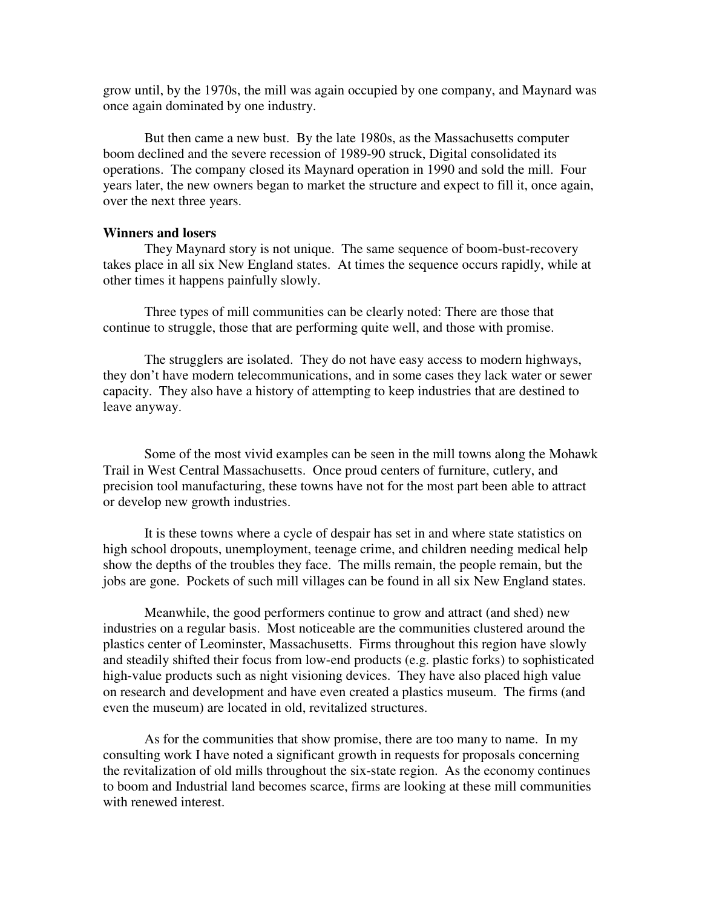grow until, by the 1970s, the mill was again occupied by one company, and Maynard was once again dominated by one industry.

But then came a new bust. By the late 1980s, as the Massachusetts computer boom declined and the severe recession of 1989-90 struck, Digital consolidated its operations. The company closed its Maynard operation in 1990 and sold the mill. Four years later, the new owners began to market the structure and expect to fill it, once again, over the next three years.

**Winners and losers**

They Maynard story is not unique. The same sequence of boom-bust-recovery takes place in all six New England states. At times the sequence occurs rapidly, while at other times it happens painfully slowly.

Three types of mill communities can be clearly noted: There are those that continue to struggle, those that are performing quite well, and those with promise.

The strugglers are isolated. They do not have easy access to modern highways, they don't have modern telecommunications, and in some cases they lack water or sewer capacity. They also have a history of attempting to keep industries that are destined to leave anyway.

Some of the most vivid examples can be seen in the mill towns along the Mohawk Trail in West Central Massachusetts. Once proud centers of furniture, cutlery, and precision tool manufacturing, these towns have not for the most part been able to attract or develop new growth industries.

It is these towns where a cycle of despair has set in and where state statistics on high school dropouts, unemployment, teenage crime, and children needing medical help show the depths of the troubles they face. The mills remain, the people remain, but the jobs are gone. Pockets of such mill villages can be found in all six New England states.

Meanwhile, the good performers continue to grow and attract (and shed) new industries on a regular basis. Most noticeable are the communities clustered around the plastics center of Leominster, Massachusetts. Firms throughout this region have slowly and steadily shifted their focus from low-end products (e.g. plastic forks) to sophisticated high-value products such as night visioning devices. They have also placed high value on research and development and have even created a plastics museum. The firms (and even the museum) are located in old, revitalized structures.

As for the communities that show promise, there are too many to name. In my consulting work I have noted a significant growth in requests for proposals concerning the revitalization of old mills throughout the six-state region. As the economy continues to boom and Industrial land becomes scarce, firms are looking at these mill communities with renewed interest.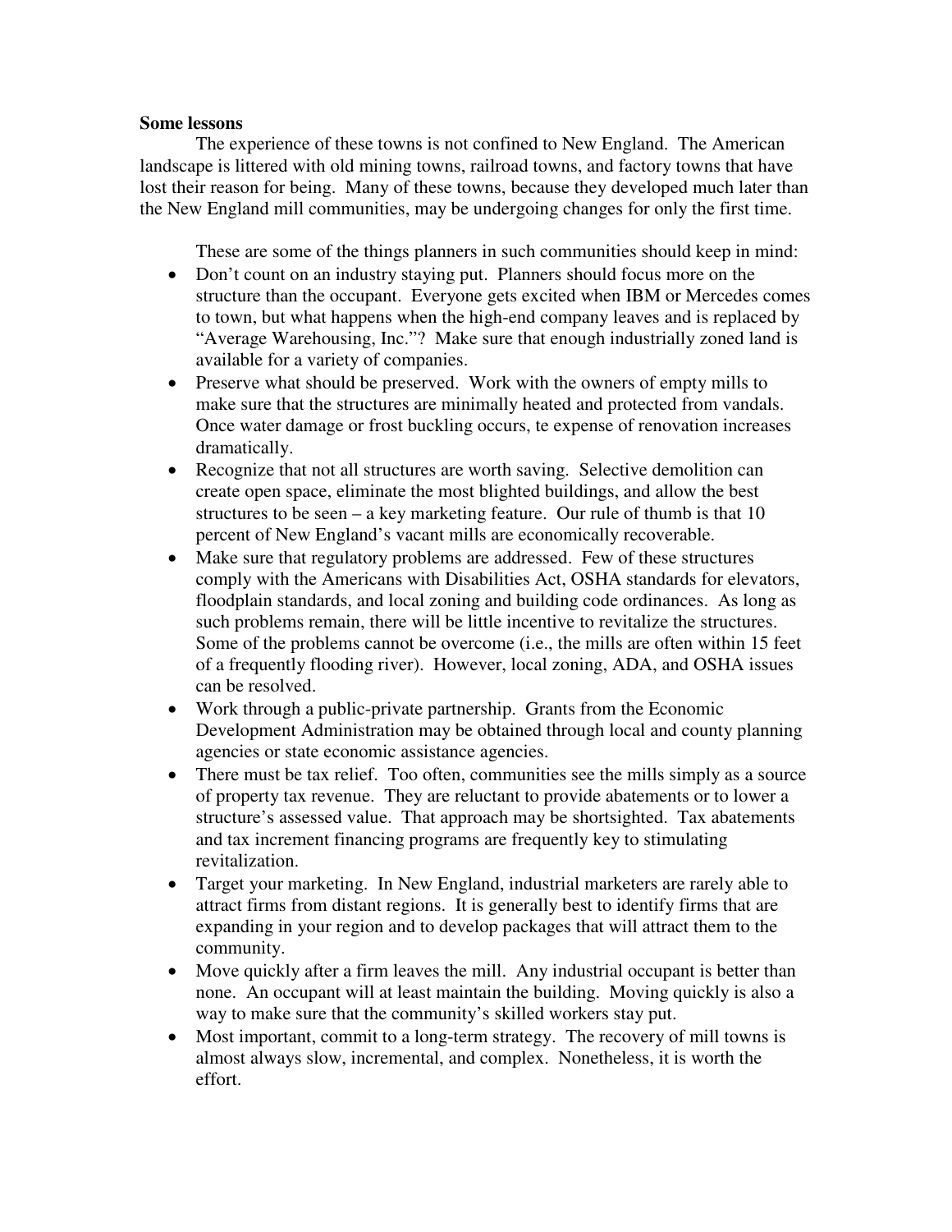**Some lessons**

The experience of these towns is not confined to New England. The American landscape is littered with old mining towns, railroad towns, and factory towns that have lost their reason for being. Many of these towns, because they developed much later than the New England mill communities, may be undergoing changes for only the first time.

These are some of the things planners in such communities should keep in mind:

- Don't count on an industry staying put. Planners should focus more on the structure than the occupant. Everyone gets excited when IBM or Mercedes comes to town, but what happens when the high-end company leaves and is replaced by "Average Warehousing, Inc."? Make sure that enough industrially zoned land is available for a variety of companies.
- Preserve what should be preserved. Work with the owners of empty mills to make sure that the structures are minimally heated and protected from vandals. Once water damage or frost buckling occurs, te expense of renovation increases dramatically.
- Recognize that not all structures are worth saving. Selective demolition can create open space, eliminate the most blighted buildings, and allow the best structures to be seen – a key marketing feature. Our rule of thumb is that 10 percent of New England's vacant mills are economically recoverable.
- Make sure that regulatory problems are addressed. Few of these structures comply with the Americans with Disabilities Act, OSHA standards for elevators, floodplain standards, and local zoning and building code ordinances. As long as such problems remain, there will be little incentive to revitalize the structures. Some of the problems cannot be overcome (i.e., the mills are often within 15 feet of a frequently flooding river). However, local zoning, ADA, and OSHA issues can be resolved.
- Work through a public-private partnership. Grants from the Economic Development Administration may be obtained through local and county planning agencies or state economic assistance agencies.
- There must be tax relief. Too often, communities see the mills simply as a source of property tax revenue. They are reluctant to provide abatements or to lower a structure's assessed value. That approach may be shortsighted. Tax abatements and tax increment financing programs are frequently key to stimulating revitalization.
- Target your marketing. In New England, industrial marketers are rarely able to attract firms from distant regions. It is generally best to identify firms that are expanding in your region and to develop packages that will attract them to the community.
- Move quickly after a firm leaves the mill. Any industrial occupant is better than none. An occupant will at least maintain the building. Moving quickly is also a way to make sure that the community's skilled workers stay put.
- Most important, commit to a long-term strategy. The recovery of mill towns is almost always slow, incremental, and complex. Nonetheless, it is worth the effort.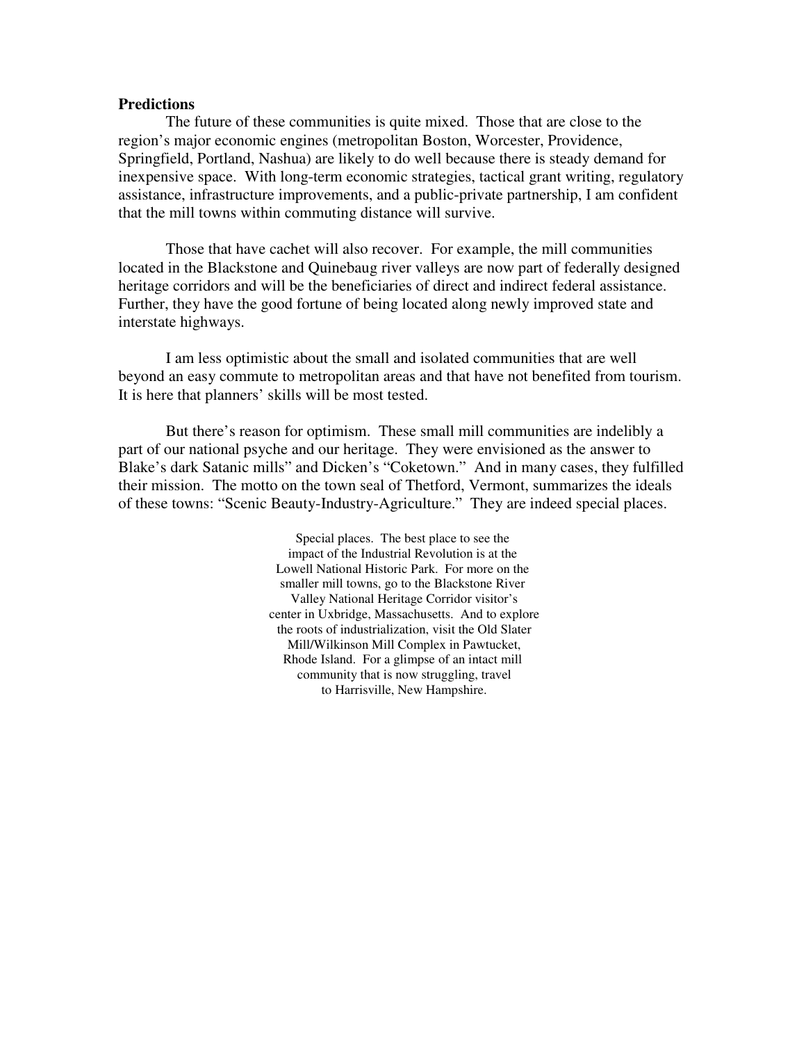**Predictions**

The future of these communities is quite mixed. Those that are close to the region's major economic engines (metropolitan Boston, Worcester, Providence, Springfield, Portland, Nashua) are likely to do well because there is steady demand for inexpensive space. With long-term economic strategies, tactical grant writing, regulatory assistance, infrastructure improvements, and a public-private partnership, I am confident that the mill towns within commuting distance will survive.

Those that have cachet will also recover. For example, the mill communities located in the Blackstone and Quinebaug river valleys are now part of federally designed heritage corridors and will be the beneficiaries of direct and indirect federal assistance. Further, they have the good fortune of being located along newly improved state and interstate highways.

I am less optimistic about the small and isolated communities that are well beyond an easy commute to metropolitan areas and that have not benefited from tourism. It is here that planners' skills will be most tested.

But there's reason for optimism. These small mill communities are indelibly a part of our national psyche and our heritage. They were envisioned as the answer to Blake's dark Satanic mills" and Dicken's "Coketown." And in many cases, they fulfilled their mission. The motto on the town seal of Thetford, Vermont, summarizes the ideals of these towns: "Scenic Beauty-Industry-Agriculture." They are indeed special places.

Special places. The best place to see the impact of the Industrial Revolution is at the Lowell National Historic Park. For more on the smaller mill towns, go to the Blackstone River Valley National Heritage Corridor visitor's center in Uxbridge, Massachusetts. And to explore the roots of industrialization, visit the Old Slater Mill/Wilkinson Mill Complex in Pawtucket, Rhode Island. For a glimpse of an intact mill community that is now struggling, travel to Harrisville, New Hampshire.